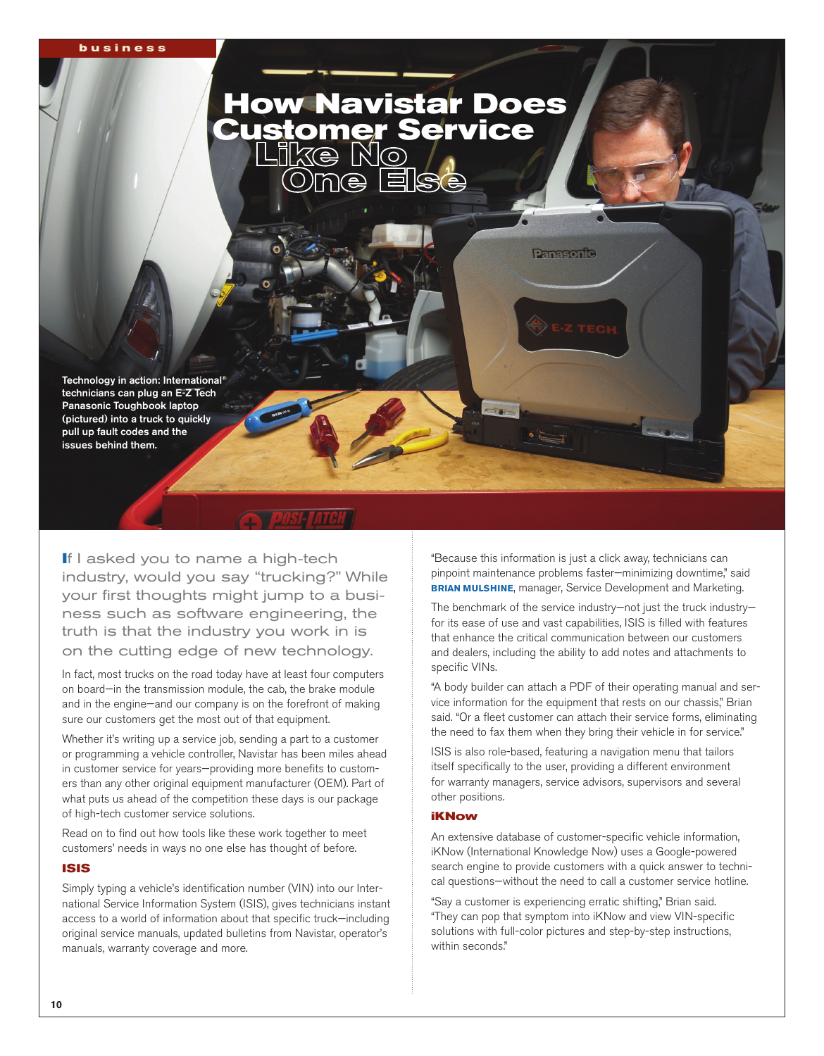# How Navistar Does Customer Service Like No One Else

Technology in action: International® technicians can plug an E-Z Tech Panasonic Toughbook laptop (pictured) into a truck to quickly pull up fault codes and the issues behind them.

If I asked you to name a high-tech industry, would you say "trucking?" While your first thoughts might jump to a business such as software engineering, the truth is that the industry you work in is on the cutting edge of new technology.

In fact, most trucks on the road today have at least four computers on board—in the transmission module, the cab, the brake module and in the engine—and our company is on the forefront of making sure our customers get the most out of that equipment.

Whether it's writing up a service job, sending a part to a customer or programming a vehicle controller, Navistar has been miles ahead in customer service for years—providing more benefits to customers than any other original equipment manufacturer (OEM). Part of what puts us ahead of the competition these days is our package of high-tech customer service solutions.

Read on to find out how tools like these work together to meet customers' needs in ways no one else has thought of before.

## ISIS

Simply typing a vehicle's identification number (VIN) into our International Service Information System (ISIS), gives technicians instant access to a world of information about that specific truck—including original service manuals, updated bulletins from Navistar, operator's manuals, warranty coverage and more.

"Because this information is just a click away, technicians can pinpoint maintenance problems faster—minimizing downtime," said **BRIAN MULSHINE**, manager, Service Development and Marketing.

The benchmark of the service industry—not just the truck industry—for its ease of use and vast capabilities, ISIS is filled with features that enhance the critical communication between our customers and dealers, including the ability to add notes and attachments to specific VINs.

"A body builder can attach a PDF of their operating manual and service information for the equipment that rests on our chassis," Brian said. "Or a fleet customer can attach their service forms, eliminating the need to fax them when they bring their vehicle in for service."

ISIS is also role-based, featuring a navigation menu that tailors itself specifically to the user, providing a different environment for warranty managers, service advisors, supervisors and several other positions.

## iKNow

An extensive database of customer-specific vehicle information, iKNow (International Knowledge Now) uses a Google-powered search engine to provide customers with a quick answer to technical questions—without the need to call a customer service hotline.

"Say a customer is experiencing erratic shifting," Brian said. "They can pop that symptom into iKNow and view VIN-specific solutions with full-color pictures and step-by-step instructions, within seconds."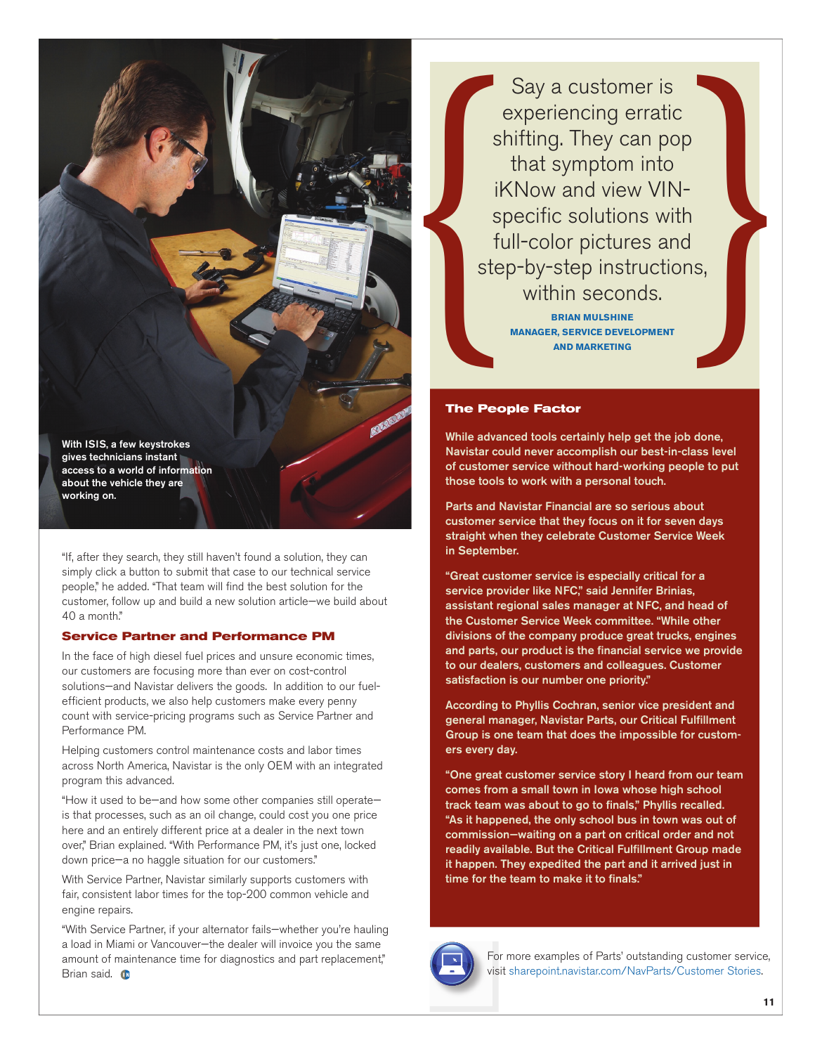With ISIS, a few keystrokes gives technicians instant access to a world of information about the vehicle they are working on.

"If, after they search, they still haven't found a solution, they can simply click a button to submit that case to our technical service people," he added. "That team will find the best solution for the customer, follow up and build a new solution article—we build about 40 a month."

## Service Partner and Performance PM

In the face of high diesel fuel prices and unsure economic times, our customers are focusing more than ever on cost-control solutions—and Navistar delivers the goods. In addition to our fuel-efficient products, we also help customers make every penny count with service-pricing programs such as Service Partner and Performance PM.

Helping customers control maintenance costs and labor times across North America, Navistar is the only OEM with an integrated program this advanced.

"How it used to be—and how some other companies still operate—is that processes, such as an oil change, could cost you one price here and an entirely different price at a dealer in the next town over," Brian explained. "With Performance PM, it's just one, locked down price—a no haggle situation for our customers."

With Service Partner, Navistar similarly supports customers with fair, consistent labor times for the top-200 common vehicle and engine repairs.

"With Service Partner, if your alternator fails—whether you're hauling a load in Miami or Vancouver—the dealer will invoice you the same amount of maintenance time for diagnostics and part replacement," Brian said.

> Say a customer is experiencing erratic shifting. They can pop that symptom into iKNow and view VIN-specific solutions with full-color pictures and step-by-step instructions, within seconds.
>
> **BRIAN MULSHINE**
> **MANAGER, SERVICE DEVELOPMENT AND MARKETING**

## The People Factor

While advanced tools certainly help get the job done, Navistar could never accomplish our best-in-class level of customer service without hard-working people to put those tools to work with a personal touch.

Parts and Navistar Financial are so serious about customer service that they focus on it for seven days straight when they celebrate Customer Service Week in September.

"Great customer service is especially critical for a service provider like NFC," said Jennifer Brinias, assistant regional sales manager at NFC, and head of the Customer Service Week committee. "While other divisions of the company produce great trucks, engines and parts, our product is the financial service we provide to our dealers, customers and colleagues. Customer satisfaction is our number one priority."

According to Phyllis Cochran, senior vice president and general manager, Navistar Parts, our Critical Fulfillment Group is one team that does the impossible for customers every day.

"One great customer service story I heard from our team comes from a small town in Iowa whose high school track team was about to go to finals," Phyllis recalled. "As it happened, the only school bus in town was out of commission—waiting on a part on critical order and not readily available. But the Critical Fulfillment Group made it happen. They expedited the part and it arrived just in time for the team to make it to finals."

For more examples of Parts' outstanding customer service, visit sharepoint.navistar.com/NavParts/Customer Stories.